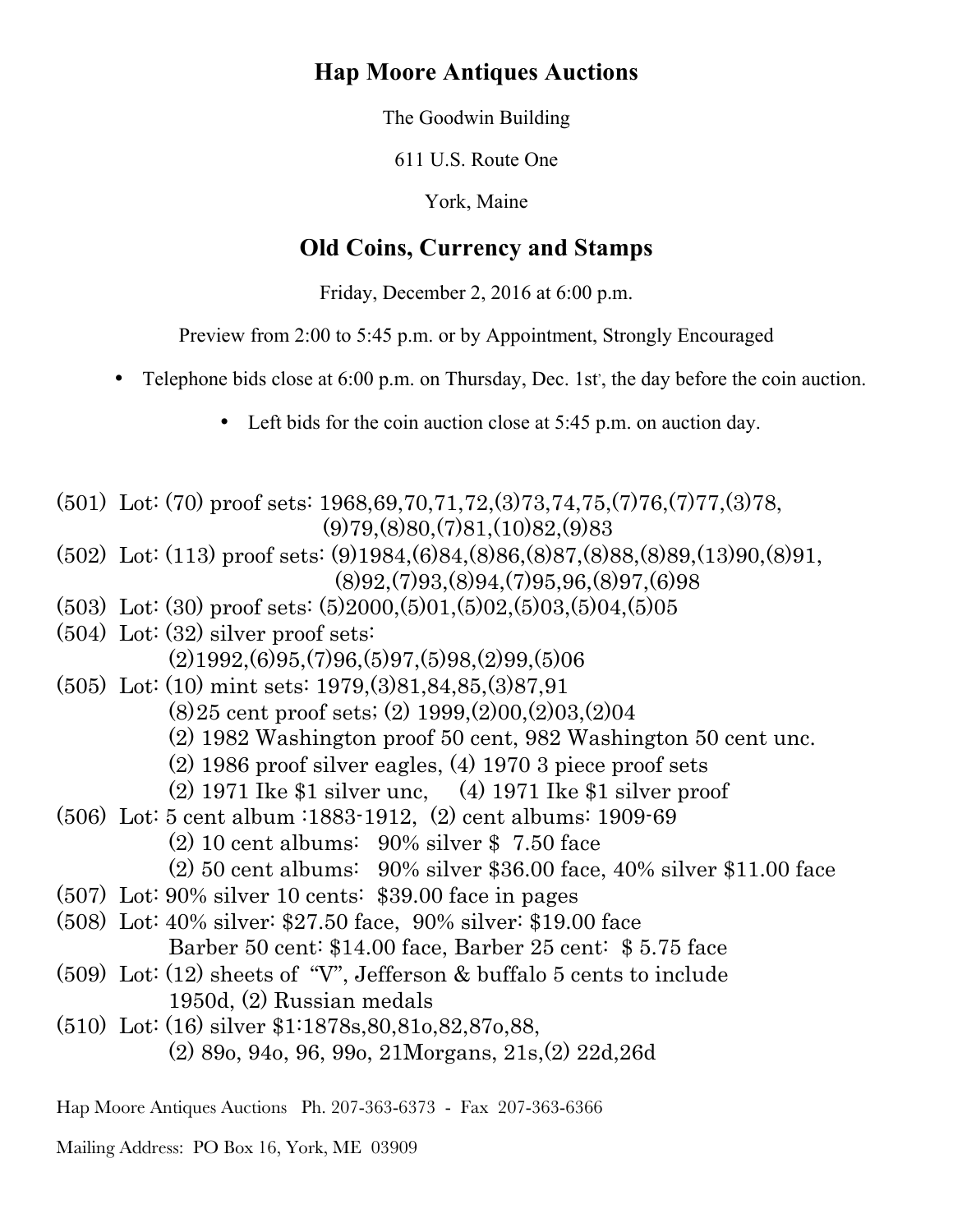# Hap Moore Antiques Auctions

The Goodwin Building

611 U.S. Route One

York, Maine

## Old Coins, Currency and Stamps

Friday, December 2, 2016 at 6:00 p.m.

Preview from 2:00 to 5:45 p.m. or by Appointment, Strongly Encouraged

- Telephone bids close at 6:00 p.m. on Thursday, Dec. 1st, the day before the coin auction.
- Left bids for the coin auction close at 5:45 p.m. on auction day.

(501) Lot: (70) proof sets: 1968,69,70,71,72,(3)73,74,75,(7)76,(7)77,(3)78, (9)79,(8)80,(7)81,(10)82,(9)83

(502) Lot: (113) proof sets: (9)1984,(6)84,(8)86,(8)87,(8)88,(8)89,(13)90,(8)91, (8)92,(7)93,(8)94,(7)95,96,(8)97,(6)98

(503) Lot: (30) proof sets: (5)2000,(5)01,(5)02,(5)03,(5)04,(5)05

(504) Lot: (32) silver proof sets: (2)1992,(6)95,(7)96,(5)97,(5)98,(2)99,(5)06

(505) Lot: (10) mint sets: 1979,(3)81,84,85,(3)87,91
(8)25 cent proof sets; (2) 1999,(2)00,(2)03,(2)04
(2) 1982 Washington proof 50 cent, 982 Washington 50 cent unc.
(2) 1986 proof silver eagles, (4) 1970 3 piece proof sets
(2) 1971 Ike $1 silver unc, (4) 1971 Ike $1 silver proof

(506) Lot: 5 cent album :1883-1912, (2) cent albums: 1909-69
(2) 10 cent albums: 90% silver $ 7.50 face
(2) 50 cent albums: 90% silver $36.00 face, 40% silver $11.00 face

(507) Lot: 90% silver 10 cents: $39.00 face in pages

(508) Lot: 40% silver: $27.50 face, 90% silver: $19.00 face
Barber 50 cent: $14.00 face, Barber 25 cent: $ 5.75 face

(509) Lot: (12) sheets of "V", Jefferson & buffalo 5 cents to include 1950d, (2) Russian medals

(510) Lot: (16) silver $1:1878s,80,81o,82,87o,88,
(2) 89o, 94o, 96, 99o, 21Morgans, 21s,(2) 22d,26d

Hap Moore Antiques Auctions Ph. 207-363-6373 - Fax 207-363-6366

Mailing Address: PO Box 16, York, ME 03909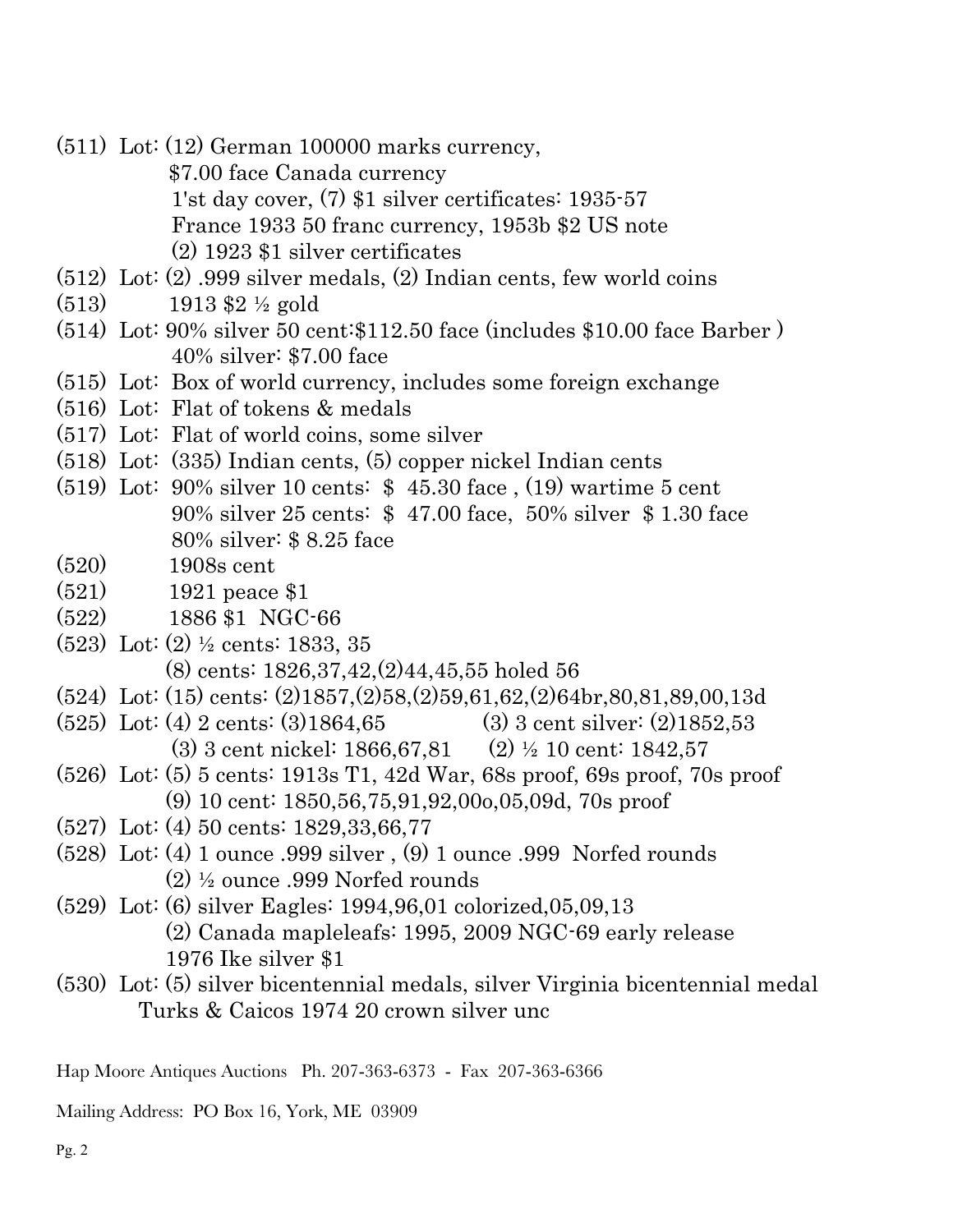(511) Lot: (12) German 100000 marks currency,
$7.00 face Canada currency
1'st day cover, (7) $1 silver certificates: 1935-57
France 1933 50 franc currency, 1953b $2 US note
(2) 1923 $1 silver certificates

(512) Lot: (2) .999 silver medals, (2) Indian cents, few world coins

(513) 1913 $2 ½ gold

(514) Lot: 90% silver 50 cent:$112.50 face (includes $10.00 face Barber )
40% silver: $7.00 face

(515) Lot: Box of world currency, includes some foreign exchange

(516) Lot: Flat of tokens & medals

(517) Lot: Flat of world coins, some silver

(518) Lot: (335) Indian cents, (5) copper nickel Indian cents

(519) Lot: 90% silver 10 cents: $ 45.30 face , (19) wartime 5 cent
90% silver 25 cents: $ 47.00 face, 50% silver $ 1.30 face
80% silver: $ 8.25 face

(520) 1908s cent

(521) 1921 peace $1

(522) 1886 $1 NGC-66

(523) Lot: (2) ½ cents: 1833, 35
(8) cents: 1826,37,42,(2)44,45,55 holed 56

(524) Lot: (15) cents: (2)1857,(2)58,(2)59,61,62,(2)64br,80,81,89,00,13d

(525) Lot: (4) 2 cents: (3)1864,65 (3) 3 cent silver: (2)1852,53
(3) 3 cent nickel: 1866,67,81 (2) ½ 10 cent: 1842,57

(526) Lot: (5) 5 cents: 1913s T1, 42d War, 68s proof, 69s proof, 70s proof
(9) 10 cent: 1850,56,75,91,92,00o,05,09d, 70s proof

(527) Lot: (4) 50 cents: 1829,33,66,77

(528) Lot: (4) 1 ounce .999 silver , (9) 1 ounce .999 Norfed rounds
(2) ½ ounce .999 Norfed rounds

(529) Lot: (6) silver Eagles: 1994,96,01 colorized,05,09,13
(2) Canada mapleleafs: 1995, 2009 NGC-69 early release
1976 Ike silver $1

(530) Lot: (5) silver bicentennial medals, silver Virginia bicentennial medal
Turks & Caicos 1974 20 crown silver unc

Hap Moore Antiques Auctions Ph. 207-363-6373 - Fax 207-363-6366

Mailing Address: PO Box 16, York, ME 03909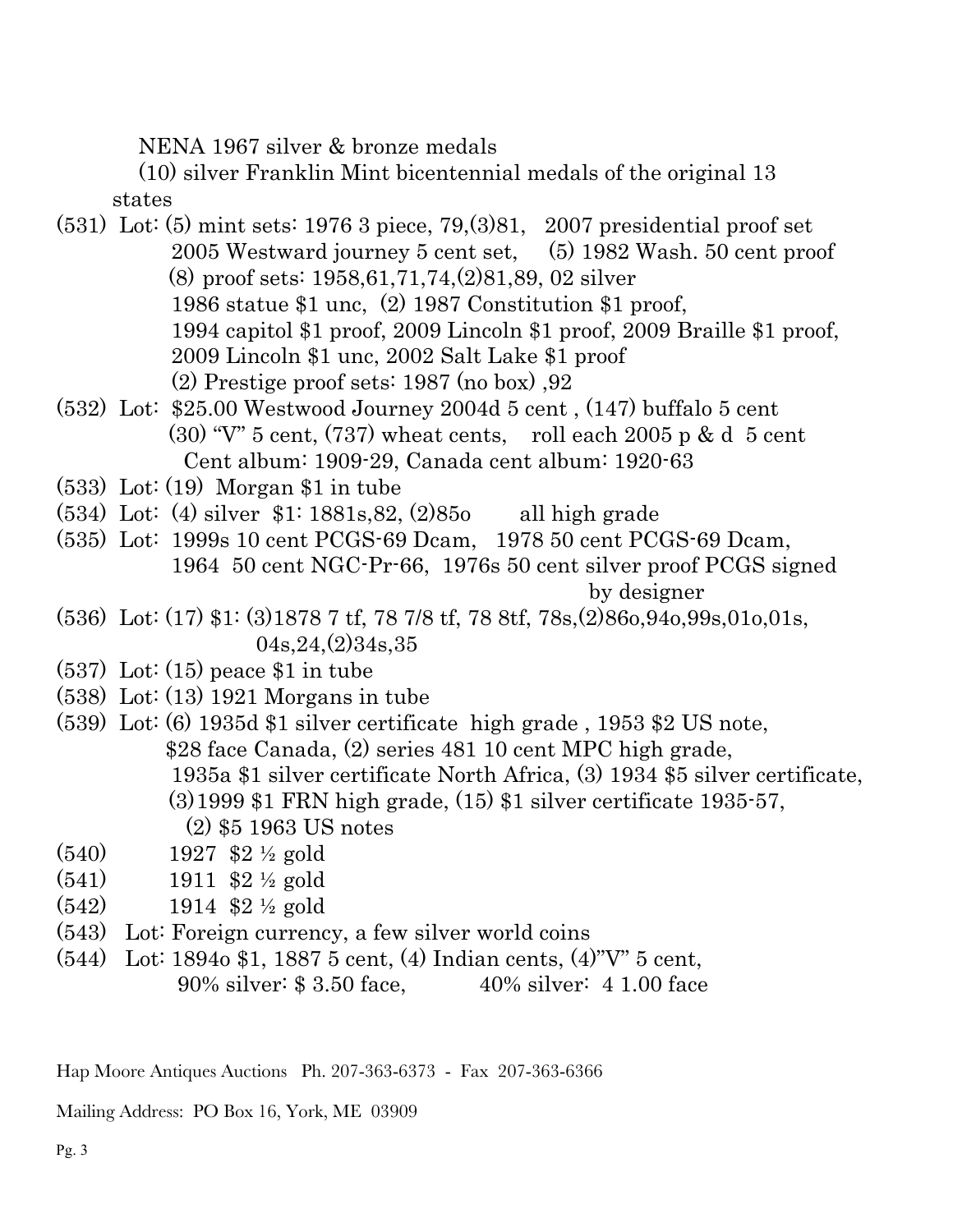NENA 1967 silver & bronze medals
(10) silver Franklin Mint bicentennial medals of the original 13 states

(531) Lot: (5) mint sets: 1976 3 piece, 79,(3)81, 2007 presidential proof set
2005 Westward journey 5 cent set, (5) 1982 Wash. 50 cent proof
(8) proof sets: 1958,61,71,74,(2)81,89, 02 silver
1986 statue $1 unc, (2) 1987 Constitution $1 proof,
1994 capitol $1 proof, 2009 Lincoln $1 proof, 2009 Braille $1 proof,
2009 Lincoln $1 unc, 2002 Salt Lake $1 proof
(2) Prestige proof sets: 1987 (no box) ,92

(532) Lot: $25.00 Westwood Journey 2004d 5 cent , (147) buffalo 5 cent
(30) "V" 5 cent, (737) wheat cents, roll each 2005 p & d 5 cent
Cent album: 1909-29, Canada cent album: 1920-63

(533) Lot: (19) Morgan $1 in tube

(534) Lot: (4) silver $1: 1881s,82, (2)85o all high grade

(535) Lot: 1999s 10 cent PCGS-69 Dcam, 1978 50 cent PCGS-69 Dcam,
1964 50 cent NGC-Pr-66, 1976s 50 cent silver proof PCGS signed by designer

(536) Lot: (17) $1: (3)1878 7 tf, 78 7/8 tf, 78 8tf, 78s,(2)86o,94o,99s,01o,01s,
04s,24,(2)34s,35

(537) Lot: (15) peace $1 in tube

(538) Lot: (13) 1921 Morgans in tube

(539) Lot: (6) 1935d $1 silver certificate high grade , 1953 $2 US note,
$28 face Canada, (2) series 481 10 cent MPC high grade,
1935a $1 silver certificate North Africa, (3) 1934 $5 silver certificate,
(3)1999 $1 FRN high grade, (15) $1 silver certificate 1935-57,
(2) $5 1963 US notes

(540) 1927 $2 ½ gold

(541) 1911 $2 ½ gold

(542) 1914 $2 ½ gold

(543) Lot: Foreign currency, a few silver world coins

(544) Lot: 1894o $1, 1887 5 cent, (4) Indian cents, (4)"V" 5 cent,
90% silver: $ 3.50 face, 40% silver: 4 1.00 face

Hap Moore Antiques Auctions Ph. 207-363-6373 - Fax 207-363-6366

Mailing Address: PO Box 16, York, ME 03909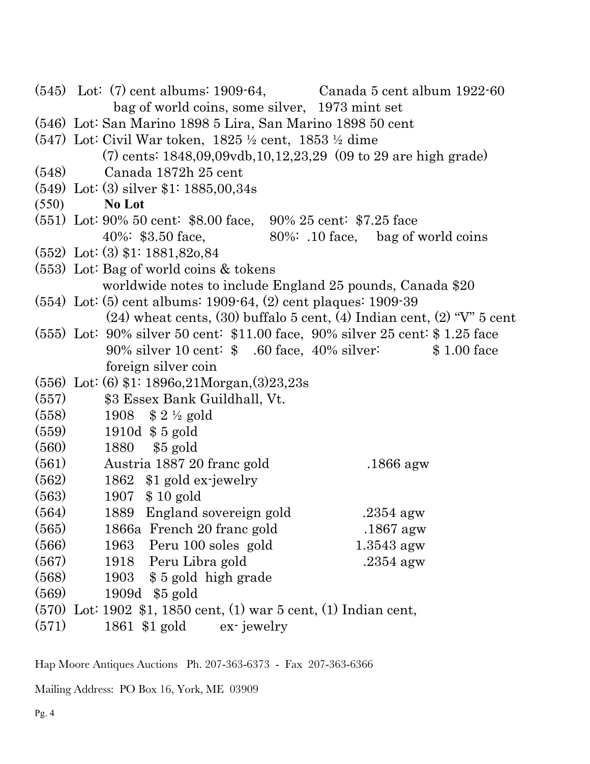(545) Lot: (7) cent albums: 1909-64, Canada 5 cent album 1922-60
bag of world coins, some silver, 1973 mint set

(546) Lot: San Marino 1898 5 Lira, San Marino 1898 50 cent

(547) Lot: Civil War token, 1825 ½ cent, 1853 ½ dime
(7) cents: 1848,09,09vdb,10,12,23,29 (09 to 29 are high grade)

(548) Canada 1872h 25 cent

(549) Lot: (3) silver $1: 1885,00,34s

(550) **No Lot**

(551) Lot: 90% 50 cent: $8.00 face, 90% 25 cent: $7.25 face
40%: $3.50 face, 80%: .10 face, bag of world coins

(552) Lot: (3) $1: 1881,82o,84

(553) Lot: Bag of world coins & tokens
worldwide notes to include England 25 pounds, Canada $20

(554) Lot: (5) cent albums: 1909-64, (2) cent plaques: 1909-39
(24) wheat cents, (30) buffalo 5 cent, (4) Indian cent, (2) "V" 5 cent

(555) Lot: 90% silver 50 cent: $11.00 face, 90% silver 25 cent: $ 1.25 face
90% silver 10 cent: $ .60 face, 40% silver: $ 1.00 face
foreign silver coin

(556) Lot: (6) $1: 1896o,21Morgan,(3)23,23s

(557) $3 Essex Bank Guildhall, Vt.

(558) 1908 $ 2 ½ gold

(559) 1910d $ 5 gold

(560) 1880 $5 gold

(561) Austria 1887 20 franc gold .1866 agw

(562) 1862 $1 gold ex-jewelry

(563) 1907 $ 10 gold

(564) 1889 England sovereign gold .2354 agw

(565) 1866a French 20 franc gold .1867 agw

(566) 1963 Peru 100 soles gold 1.3543 agw

(567) 1918 Peru Libra gold .2354 agw

(568) 1903 $ 5 gold high grade

(569) 1909d $5 gold

(570) Lot: 1902 $1, 1850 cent, (1) war 5 cent, (1) Indian cent,

(571) 1861 $1 gold ex- jewelry

Hap Moore Antiques Auctions Ph. 207-363-6373 - Fax 207-363-6366

Mailing Address: PO Box 16, York, ME 03909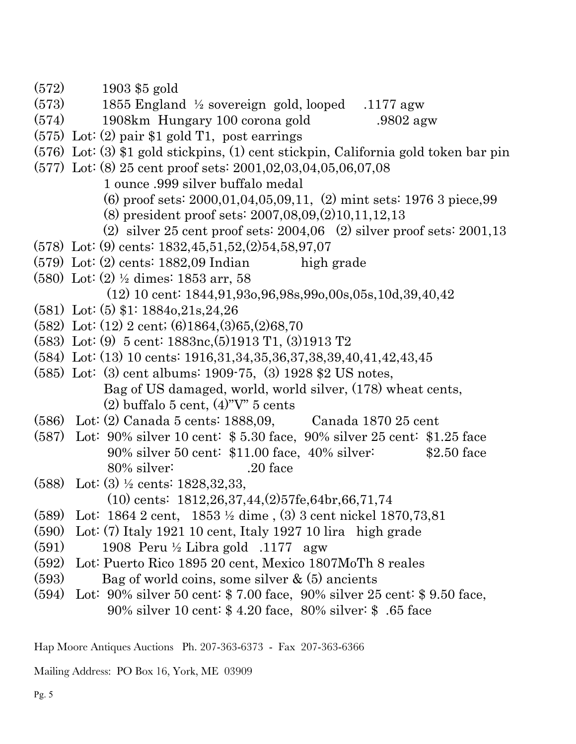(572) 1903 $5 gold

(573) 1855 England ½ sovereign gold, looped .1177 agw

(574) 1908km Hungary 100 corona gold .9802 agw

(575) Lot: (2) pair $1 gold T1, post earrings

(576) Lot: (3) $1 gold stickpins, (1) cent stickpin, California gold token bar pin

(577) Lot: (8) 25 cent proof sets: 2001,02,03,04,05,06,07,08
1 ounce .999 silver buffalo medal
(6) proof sets: 2000,01,04,05,09,11, (2) mint sets: 1976 3 piece,99
(8) president proof sets: 2007,08,09,(2)10,11,12,13
(2) silver 25 cent proof sets: 2004,06 (2) silver proof sets: 2001,13

(578) Lot: (9) cents: 1832,45,51,52,(2)54,58,97,07

(579) Lot: (2) cents: 1882,09 Indian high grade

(580) Lot: (2) ½ dimes: 1853 arr, 58
(12) 10 cent: 1844,91,93o,96,98s,99o,00s,05s,10d,39,40,42

(581) Lot: (5) $1: 1884o,21s,24,26

(582) Lot: (12) 2 cent; (6)1864,(3)65,(2)68,70

(583) Lot: (9) 5 cent: 1883nc,(5)1913 T1, (3)1913 T2

(584) Lot: (13) 10 cents: 1916,31,34,35,36,37,38,39,40,41,42,43,45

(585) Lot: (3) cent albums: 1909-75, (3) 1928 $2 US notes,
Bag of US damaged, world, world silver, (178) wheat cents,
(2) buffalo 5 cent, (4)"V" 5 cents

(586) Lot: (2) Canada 5 cents: 1888,09, Canada 1870 25 cent

(587) Lot: 90% silver 10 cent: $ 5.30 face, 90% silver 25 cent: $1.25 face
90% silver 50 cent: $11.00 face, 40% silver: $2.50 face
80% silver: .20 face

(588) Lot: (3) ½ cents: 1828,32,33,
(10) cents: 1812,26,37,44,(2)57fe,64br,66,71,74

(589) Lot: 1864 2 cent, 1853 ½ dime , (3) 3 cent nickel 1870,73,81

(590) Lot: (7) Italy 1921 10 cent, Italy 1927 10 lira high grade

(591) 1908 Peru ½ Libra gold .1177 agw

(592) Lot: Puerto Rico 1895 20 cent, Mexico 1807MoTh 8 reales

(593) Bag of world coins, some silver & (5) ancients

(594) Lot: 90% silver 50 cent: $ 7.00 face, 90% silver 25 cent: $ 9.50 face,
90% silver 10 cent: $ 4.20 face, 80% silver: $ .65 face

Hap Moore Antiques Auctions Ph. 207-363-6373 - Fax 207-363-6366

Mailing Address: PO Box 16, York, ME 03909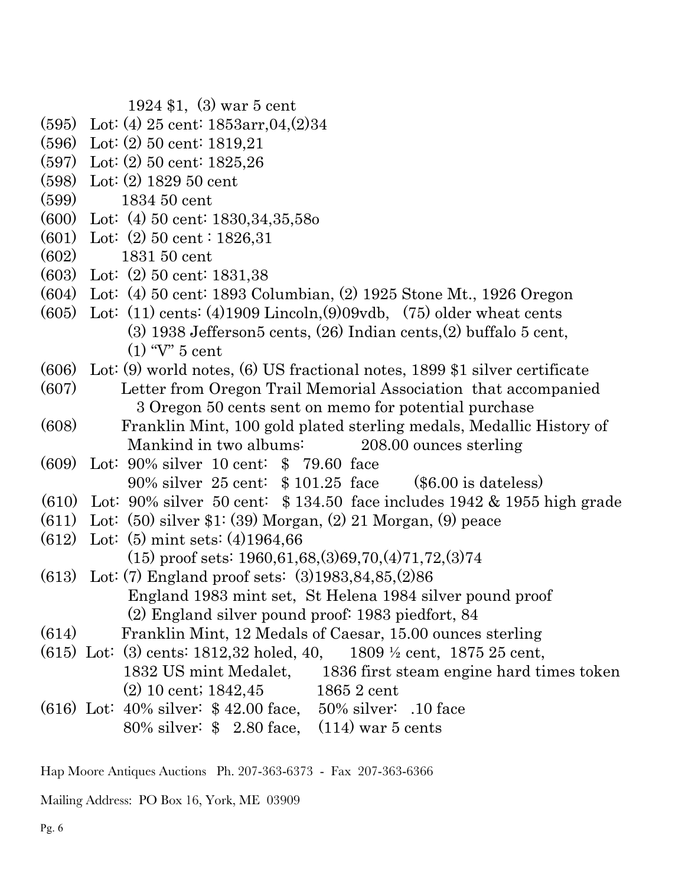1924 $1, (3) war 5 cent

(595) Lot: (4) 25 cent: 1853arr,04,(2)34

(596) Lot: (2) 50 cent: 1819,21

(597) Lot: (2) 50 cent: 1825,26

(598) Lot: (2) 1829 50 cent

(599) 1834 50 cent

(600) Lot: (4) 50 cent: 1830,34,35,58o

(601) Lot: (2) 50 cent : 1826,31

(602) 1831 50 cent

(603) Lot: (2) 50 cent: 1831,38

(604) Lot: (4) 50 cent: 1893 Columbian, (2) 1925 Stone Mt., 1926 Oregon

(605) Lot: (11) cents: (4)1909 Lincoln,(9)09vdb, (75) older wheat cents
(3) 1938 Jefferson5 cents, (26) Indian cents,(2) buffalo 5 cent,
(1) "V" 5 cent

(606) Lot: (9) world notes, (6) US fractional notes, 1899 $1 silver certificate

(607) Letter from Oregon Trail Memorial Association that accompanied
3 Oregon 50 cents sent on memo for potential purchase

(608) Franklin Mint, 100 gold plated sterling medals, Medallic History of
Mankind in two albums: 208.00 ounces sterling

(609) Lot: 90% silver 10 cent: $ 79.60 face
90% silver 25 cent: $ 101.25 face ($6.00 is dateless)

(610) Lot: 90% silver 50 cent: $ 134.50 face includes 1942 & 1955 high grade

(611) Lot: (50) silver $1: (39) Morgan, (2) 21 Morgan, (9) peace

(612) Lot: (5) mint sets: (4)1964,66
(15) proof sets: 1960,61,68,(3)69,70,(4)71,72,(3)74

(613) Lot: (7) England proof sets: (3)1983,84,85,(2)86
England 1983 mint set, St Helena 1984 silver pound proof
(2) England silver pound proof: 1983 piedfort, 84

(614) Franklin Mint, 12 Medals of Caesar, 15.00 ounces sterling

(615) Lot: (3) cents: 1812,32 holed, 40, 1809 ½ cent, 1875 25 cent,
1832 US mint Medalet, 1836 first steam engine hard times token
(2) 10 cent; 1842,45 1865 2 cent

(616) Lot: 40% silver: $ 42.00 face, 50% silver: .10 face
80% silver: $ 2.80 face, (114) war 5 cents

Hap Moore Antiques Auctions Ph. 207-363-6373 - Fax 207-363-6366

Mailing Address: PO Box 16, York, ME 03909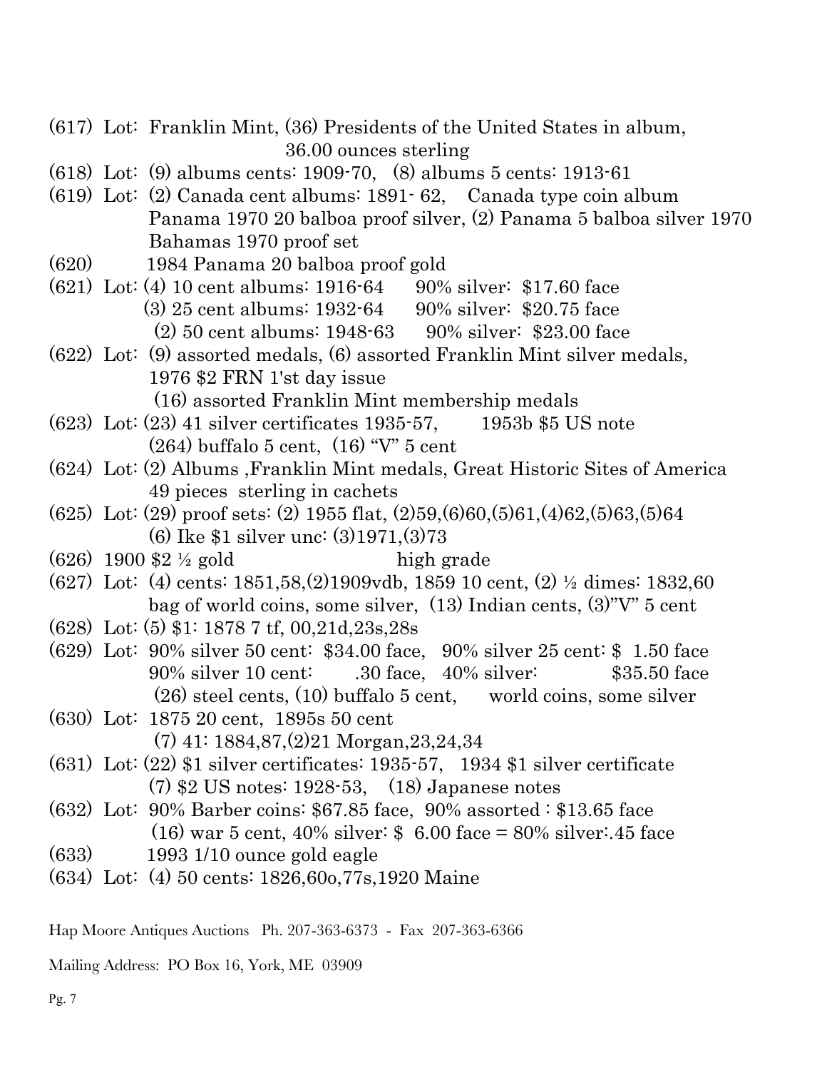(617) Lot: Franklin Mint, (36) Presidents of the United States in album,
36.00 ounces sterling

(618) Lot: (9) albums cents: 1909-70, (8) albums 5 cents: 1913-61

(619) Lot: (2) Canada cent albums: 1891- 62, Canada type coin album
Panama 1970 20 balboa proof silver, (2) Panama 5 balboa silver 1970
Bahamas 1970 proof set

(620) 1984 Panama 20 balboa proof gold

(621) Lot: (4) 10 cent albums: 1916-64 90% silver: $17.60 face
(3) 25 cent albums: 1932-64 90% silver: $20.75 face
(2) 50 cent albums: 1948-63 90% silver: $23.00 face

(622) Lot: (9) assorted medals, (6) assorted Franklin Mint silver medals,
1976 $2 FRN 1'st day issue
(16) assorted Franklin Mint membership medals

(623) Lot: (23) 41 silver certificates 1935-57, 1953b $5 US note
(264) buffalo 5 cent, (16) "V" 5 cent

(624) Lot: (2) Albums ,Franklin Mint medals, Great Historic Sites of America
49 pieces sterling in cachets

(625) Lot: (29) proof sets: (2) 1955 flat, (2)59,(6)60,(5)61,(4)62,(5)63,(5)64
(6) Ike $1 silver unc: (3)1971,(3)73

(626) 1900 $2 ½ gold high grade

(627) Lot: (4) cents: 1851,58,(2)1909vdb, 1859 10 cent, (2) ½ dimes: 1832,60
bag of world coins, some silver, (13) Indian cents, (3)"V" 5 cent

(628) Lot: (5) $1: 1878 7 tf, 00,21d,23s,28s

(629) Lot: 90% silver 50 cent: $34.00 face, 90% silver 25 cent: $ 1.50 face
90% silver 10 cent: .30 face, 40% silver: $35.50 face
(26) steel cents, (10) buffalo 5 cent, world coins, some silver

(630) Lot: 1875 20 cent, 1895s 50 cent
(7) 41: 1884,87,(2)21 Morgan,23,24,34

(631) Lot: (22) $1 silver certificates: 1935-57, 1934 $1 silver certificate
(7) $2 US notes: 1928-53, (18) Japanese notes

(632) Lot: 90% Barber coins: $67.85 face, 90% assorted : $13.65 face
(16) war 5 cent, 40% silver: $ 6.00 face = 80% silver:.45 face

(633) 1993 1/10 ounce gold eagle

(634) Lot: (4) 50 cents: 1826,60o,77s,1920 Maine

Hap Moore Antiques Auctions Ph. 207-363-6373 - Fax 207-363-6366

Mailing Address: PO Box 16, York, ME 03909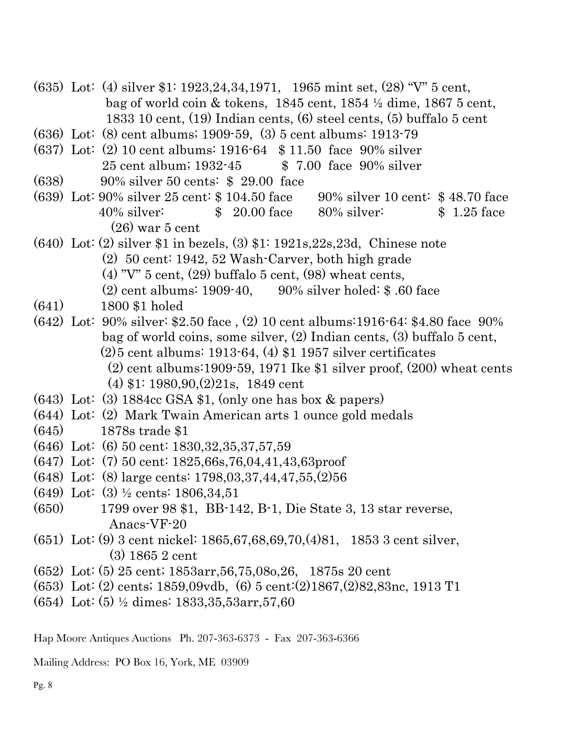(635) Lot: (4) silver $1: 1923,24,34,1971, 1965 mint set, (28) "V" 5 cent, bag of world coin & tokens, 1845 cent, 1854 ½ dime, 1867 5 cent, 1833 10 cent, (19) Indian cents, (6) steel cents, (5) buffalo 5 cent

(636) Lot: (8) cent albums; 1909-59, (3) 5 cent albums: 1913-79

(637) Lot: (2) 10 cent albums: 1916-64 $ 11.50 face 90% silver
25 cent album; 1932-45 $ 7.00 face 90% silver

(638) 90% silver 50 cents: $ 29.00 face

(639) Lot: 90% silver 25 cent: $ 104.50 face 90% silver 10 cent: $ 48.70 face
40% silver: $ 20.00 face 80% silver: $ 1.25 face
(26) war 5 cent

(640) Lot: (2) silver $1 in bezels, (3) $1: 1921s,22s,23d, Chinese note
(2) 50 cent: 1942, 52 Wash-Carver, both high grade
(4) "V" 5 cent, (29) buffalo 5 cent, (98) wheat cents,
(2) cent albums: 1909-40, 90% silver holed: $ .60 face

(641) 1800 $1 holed

(642) Lot: 90% silver: $2.50 face , (2) 10 cent albums:1916-64: $4.80 face 90%
bag of world coins, some silver, (2) Indian cents, (3) buffalo 5 cent,
(2)5 cent albums: 1913-64, (4) $1 1957 silver certificates
(2) cent albums:1909-59, 1971 Ike $1 silver proof, (200) wheat cents
(4) $1: 1980,90,(2)21s, 1849 cent

(643) Lot: (3) 1884cc GSA $1, (only one has box & papers)

(644) Lot: (2) Mark Twain American arts 1 ounce gold medals

(645) 1878s trade $1

(646) Lot: (6) 50 cent: 1830,32,35,37,57,59

(647) Lot: (7) 50 cent: 1825,66s,76,04,41,43,63proof

(648) Lot: (8) large cents: 1798,03,37,44,47,55,(2)56

(649) Lot: (3) ½ cents: 1806,34,51

(650) 1799 over 98 $1, BB-142, B-1, Die State 3, 13 star reverse,
Anacs-VF-20

(651) Lot: (9) 3 cent nickel: 1865,67,68,69,70,(4)81, 1853 3 cent silver,
(3) 1865 2 cent

(652) Lot: (5) 25 cent; 1853arr,56,75,08o,26, 1875s 20 cent

(653) Lot: (2) cents; 1859,09vdb, (6) 5 cent:(2)1867,(2)82,83nc, 1913 T1

(654) Lot: (5) ½ dimes: 1833,35,53arr,57,60

Hap Moore Antiques Auctions Ph. 207-363-6373 - Fax 207-363-6366

Mailing Address: PO Box 16, York, ME 03909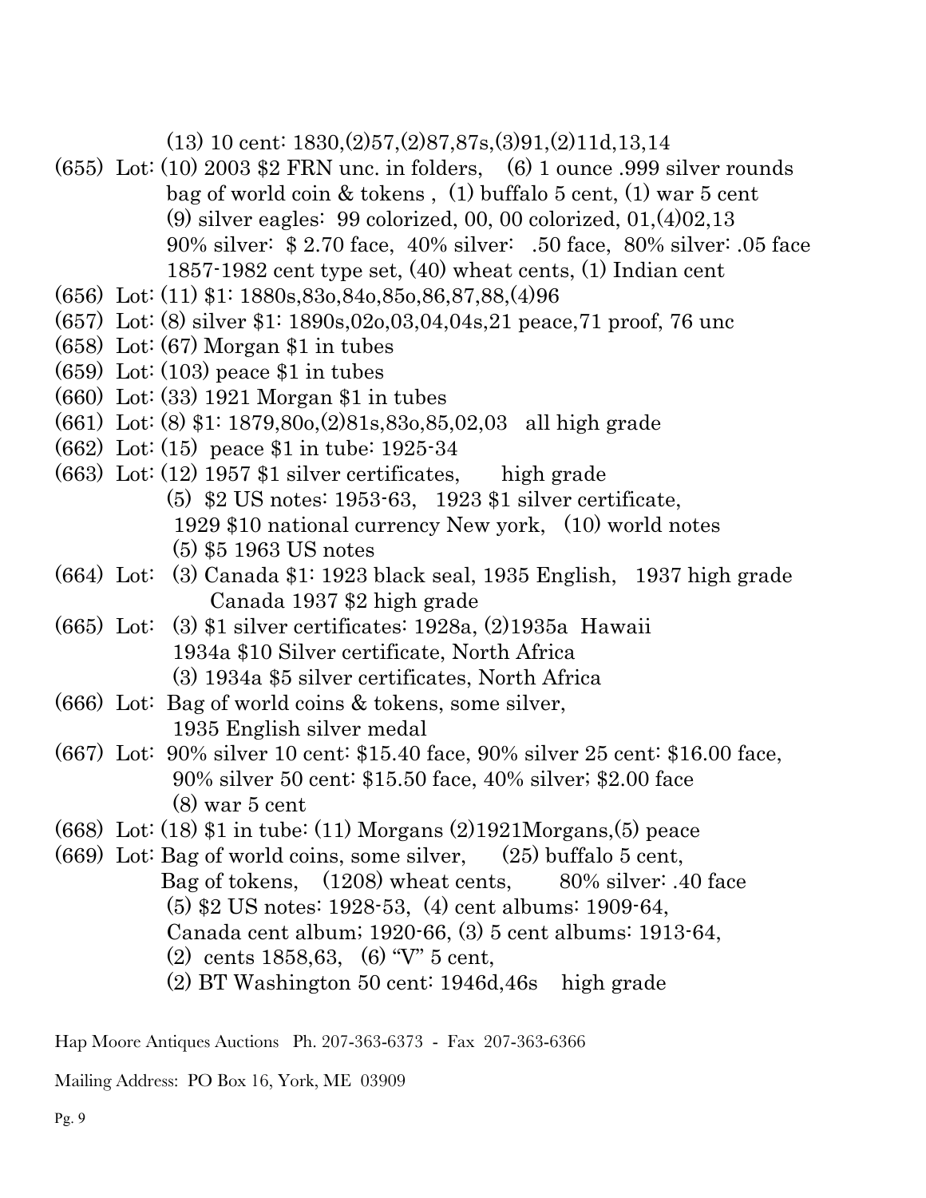(13) 10 cent: 1830,(2)57,(2)87,87s,(3)91,(2)11d,13,14

(655) Lot: (10) 2003 $2 FRN unc. in folders, (6) 1 ounce .999 silver rounds
bag of world coin & tokens , (1) buffalo 5 cent, (1) war 5 cent
(9) silver eagles: 99 colorized, 00, 00 colorized, 01,(4)02,13
90% silver: $ 2.70 face, 40% silver: .50 face, 80% silver: .05 face
1857-1982 cent type set, (40) wheat cents, (1) Indian cent

(656) Lot: (11) $1: 1880s,83o,84o,85o,86,87,88,(4)96

(657) Lot: (8) silver $1: 1890s,02o,03,04,04s,21 peace,71 proof, 76 unc

(658) Lot: (67) Morgan $1 in tubes

(659) Lot: (103) peace $1 in tubes

(660) Lot: (33) 1921 Morgan $1 in tubes

(661) Lot: (8) $1: 1879,80o,(2)81s,83o,85,02,03 all high grade

(662) Lot: (15) peace $1 in tube: 1925-34

(663) Lot: (12) 1957 $1 silver certificates, high grade
(5) $2 US notes: 1953-63, 1923 $1 silver certificate,
1929 $10 national currency New york, (10) world notes
(5) $5 1963 US notes

(664) Lot: (3) Canada $1: 1923 black seal, 1935 English, 1937 high grade
Canada 1937 $2 high grade

(665) Lot: (3) $1 silver certificates: 1928a, (2)1935a Hawaii
1934a $10 Silver certificate, North Africa
(3) 1934a $5 silver certificates, North Africa

(666) Lot: Bag of world coins & tokens, some silver,
1935 English silver medal

(667) Lot: 90% silver 10 cent: $15.40 face, 90% silver 25 cent: $16.00 face,
90% silver 50 cent: $15.50 face, 40% silver; $2.00 face
(8) war 5 cent

(668) Lot: (18) $1 in tube: (11) Morgans (2)1921Morgans,(5) peace

(669) Lot: Bag of world coins, some silver, (25) buffalo 5 cent,
Bag of tokens, (1208) wheat cents, 80% silver: .40 face
(5) $2 US notes: 1928-53, (4) cent albums: 1909-64,
Canada cent album; 1920-66, (3) 5 cent albums: 1913-64,
(2) cents 1858,63, (6) "V" 5 cent,
(2) BT Washington 50 cent: 1946d,46s high grade

Hap Moore Antiques Auctions Ph. 207-363-6373 - Fax 207-363-6366

Mailing Address: PO Box 16, York, ME 03909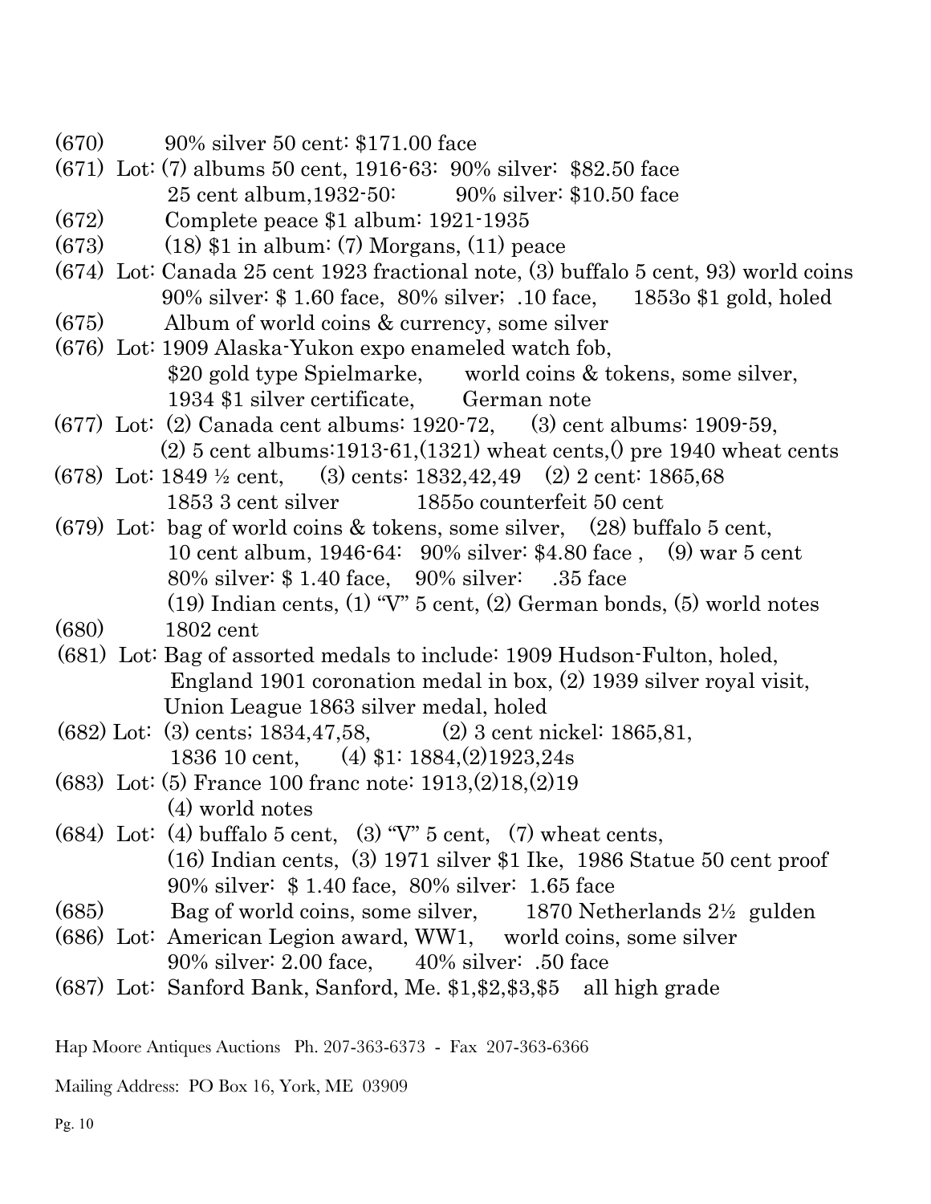(670) 90% silver 50 cent: $171.00 face

(671) Lot: (7) albums 50 cent, 1916-63: 90% silver: $82.50 face
25 cent album,1932-50: 90% silver: $10.50 face

(672) Complete peace $1 album: 1921-1935

(673) (18) $1 in album: (7) Morgans, (11) peace

(674) Lot: Canada 25 cent 1923 fractional note, (3) buffalo 5 cent, 93) world coins
90% silver: $ 1.60 face, 80% silver; .10 face, 1853o $1 gold, holed

(675) Album of world coins & currency, some silver

(676) Lot: 1909 Alaska-Yukon expo enameled watch fob,
$20 gold type Spielmarke, world coins & tokens, some silver,
1934 $1 silver certificate, German note

(677) Lot: (2) Canada cent albums: 1920-72, (3) cent albums: 1909-59,
(2) 5 cent albums:1913-61,(1321) wheat cents,() pre 1940 wheat cents

(678) Lot: 1849 ½ cent, (3) cents: 1832,42,49 (2) 2 cent: 1865,68
1853 3 cent silver 1855o counterfeit 50 cent

(679) Lot: bag of world coins & tokens, some silver, (28) buffalo 5 cent,
10 cent album, 1946-64: 90% silver: $4.80 face , (9) war 5 cent
80% silver: $ 1.40 face, 90% silver: .35 face
(19) Indian cents, (1) "V" 5 cent, (2) German bonds, (5) world notes

(680) 1802 cent

(681) Lot: Bag of assorted medals to include: 1909 Hudson-Fulton, holed,
England 1901 coronation medal in box, (2) 1939 silver royal visit,
Union League 1863 silver medal, holed

(682) Lot: (3) cents; 1834,47,58, (2) 3 cent nickel: 1865,81,
1836 10 cent, (4) $1: 1884,(2)1923,24s

(683) Lot: (5) France 100 franc note: 1913,(2)18,(2)19
(4) world notes

(684) Lot: (4) buffalo 5 cent, (3) "V" 5 cent, (7) wheat cents,
(16) Indian cents, (3) 1971 silver $1 Ike, 1986 Statue 50 cent proof
90% silver: $ 1.40 face, 80% silver: 1.65 face

(685) Bag of world coins, some silver, 1870 Netherlands 2½ gulden

(686) Lot: American Legion award, WW1, world coins, some silver
90% silver: 2.00 face, 40% silver: .50 face

(687) Lot: Sanford Bank, Sanford, Me. $1,$2,$3,$5 all high grade

Hap Moore Antiques Auctions Ph. 207-363-6373 - Fax 207-363-6366

Mailing Address: PO Box 16, York, ME 03909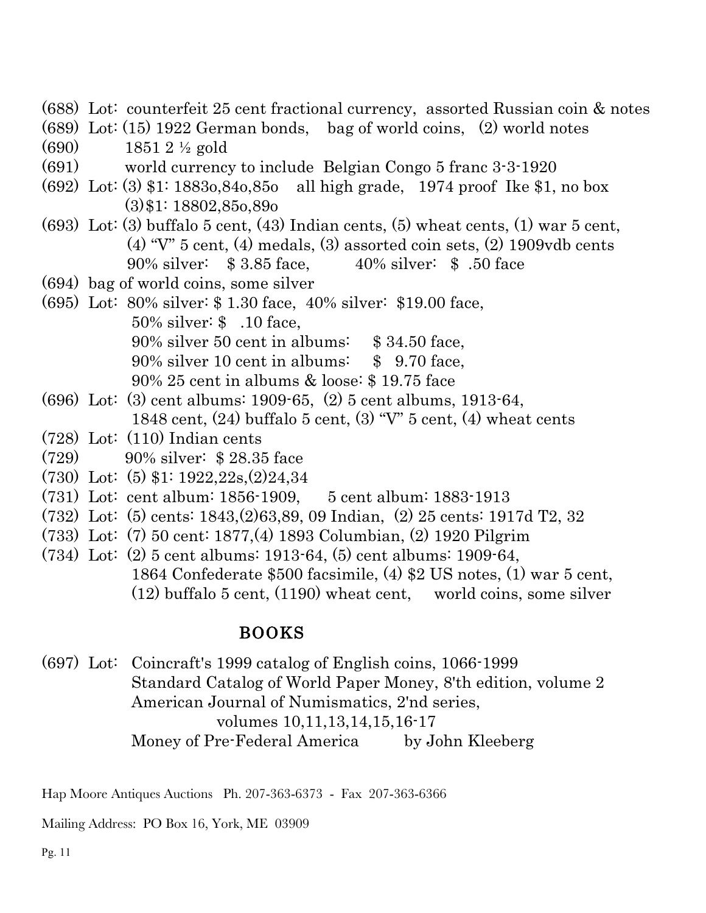(688) Lot: counterfeit 25 cent fractional currency, assorted Russian coin & notes

(689) Lot: (15) 1922 German bonds, bag of world coins, (2) world notes

(690) 1851 2 ½ gold

(691) world currency to include Belgian Congo 5 franc 3-3-1920

(692) Lot: (3) $1: 1883o,84o,85o all high grade, 1974 proof Ike $1, no box
(3)$1: 18802,85o,89o

(693) Lot: (3) buffalo 5 cent, (43) Indian cents, (5) wheat cents, (1) war 5 cent,
(4) "V" 5 cent, (4) medals, (3) assorted coin sets, (2) 1909vdb cents
90% silver: $ 3.85 face, 40% silver: $ .50 face

(694) bag of world coins, some silver

(695) Lot: 80% silver: $ 1.30 face, 40% silver: $19.00 face,
50% silver: $ .10 face,
90% silver 50 cent in albums: $ 34.50 face,
90% silver 10 cent in albums: $ 9.70 face,
90% 25 cent in albums & loose: $ 19.75 face

(696) Lot: (3) cent albums: 1909-65, (2) 5 cent albums, 1913-64,
1848 cent, (24) buffalo 5 cent, (3) "V" 5 cent, (4) wheat cents

(728) Lot: (110) Indian cents

(729) 90% silver: $ 28.35 face

(730) Lot: (5) $1: 1922,22s,(2)24,34

(731) Lot: cent album: 1856-1909, 5 cent album: 1883-1913

(732) Lot: (5) cents: 1843,(2)63,89, 09 Indian, (2) 25 cents: 1917d T2, 32

(733) Lot: (7) 50 cent: 1877,(4) 1893 Columbian, (2) 1920 Pilgrim

(734) Lot: (2) 5 cent albums: 1913-64, (5) cent albums: 1909-64,
1864 Confederate $500 facsimile, (4) $2 US notes, (1) war 5 cent,
(12) buffalo 5 cent, (1190) wheat cent, world coins, some silver

## BOOKS

(697) Lot: Coincraft's 1999 catalog of English coins, 1066-1999
Standard Catalog of World Paper Money, 8'th edition, volume 2
American Journal of Numismatics, 2'nd series,
volumes 10,11,13,14,15,16-17
Money of Pre-Federal America by John Kleeberg

Hap Moore Antiques Auctions Ph. 207-363-6373 - Fax 207-363-6366

Mailing Address: PO Box 16, York, ME 03909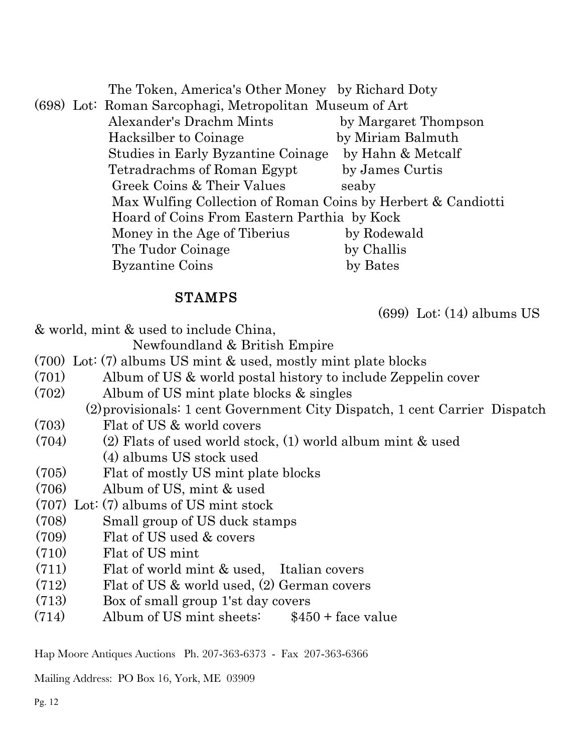The Token, America's Other Money by Richard Doty

(698) Lot: Roman Sarcophagi, Metropolitan Museum of Art
Alexander's Drachm Mints by Margaret Thompson
Hacksilber to Coinage by Miriam Balmuth
Studies in Early Byzantine Coinage by Hahn & Metcalf
Tetradrachms of Roman Egypt by James Curtis
Greek Coins & Their Values seaby
Max Wulfing Collection of Roman Coins by Herbert & Candiotti
Hoard of Coins From Eastern Parthia by Kock
Money in the Age of Tiberius by Rodewald
The Tudor Coinage by Challis
Byzantine Coins by Bates

## STAMPS

(699) Lot: (14) albums US & world, mint & used to include China, Newfoundland & British Empire

(700) Lot: (7) albums US mint & used, mostly mint plate blocks

(701) Album of US & world postal history to include Zeppelin cover

(702) Album of US mint plate blocks & singles
(2) provisionals: 1 cent Government City Dispatch, 1 cent Carrier Dispatch

(703) Flat of US & world covers

(704) (2) Flats of used world stock, (1) world album mint & used
(4) albums US stock used

(705) Flat of mostly US mint plate blocks

(706) Album of US, mint & used

(707) Lot: (7) albums of US mint stock

(708) Small group of US duck stamps

(709) Flat of US used & covers

(710) Flat of US mint

(711) Flat of world mint & used, Italian covers

(712) Flat of US & world used, (2) German covers

(713) Box of small group 1'st day covers

(714) Album of US mint sheets: $450 + face value

Hap Moore Antiques Auctions Ph. 207-363-6373 - Fax 207-363-6366

Mailing Address: PO Box 16, York, ME 03909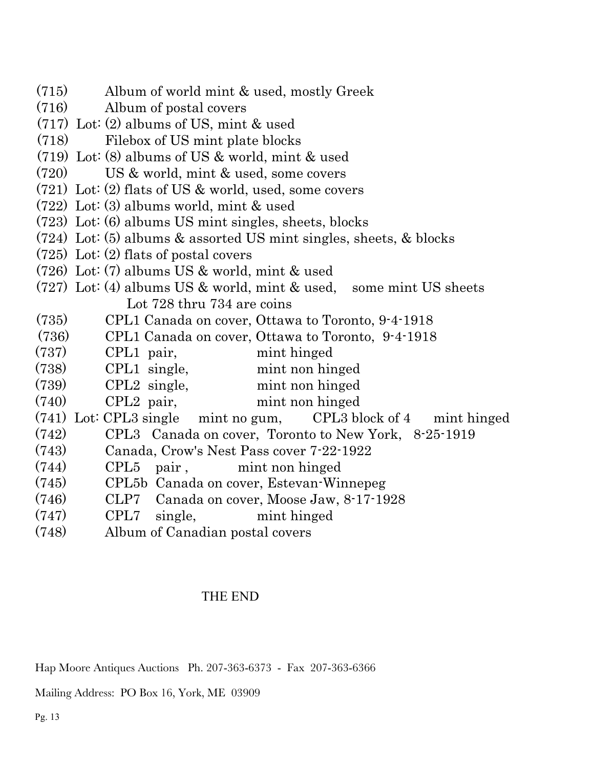(715) Album of world mint & used, mostly Greek

(716) Album of postal covers

(717) Lot: (2) albums of US, mint & used

(718) Filebox of US mint plate blocks

(719) Lot: (8) albums of US & world, mint & used

(720) US & world, mint & used, some covers

(721) Lot: (2) flats of US & world, used, some covers

(722) Lot: (3) albums world, mint & used

(723) Lot: (6) albums US mint singles, sheets, blocks

(724) Lot: (5) albums & assorted US mint singles, sheets, & blocks

(725) Lot: (2) flats of postal covers

(726) Lot: (7) albums US & world, mint & used

(727) Lot: (4) albums US & world, mint & used, some mint US sheets

Lot 728 thru 734 are coins

(735) CPL1 Canada on cover, Ottawa to Toronto, 9-4-1918

(736) CPL1 Canada on cover, Ottawa to Toronto, 9-4-1918

(737) CPL1 pair, mint hinged

(738) CPL1 single, mint non hinged

(739) CPL2 single, mint non hinged

(740) CPL2 pair, mint non hinged

(741) Lot: CPL3 single mint no gum, CPL3 block of 4 mint hinged

(742) CPL3 Canada on cover, Toronto to New York, 8-25-1919

(743) Canada, Crow's Nest Pass cover 7-22-1922

(744) CPL5 pair , mint non hinged

(745) CPL5b Canada on cover, Estevan-Winnepeg

(746) CLP7 Canada on cover, Moose Jaw, 8-17-1928

(747) CPL7 single, mint hinged

(748) Album of Canadian postal covers

THE END

Hap Moore Antiques Auctions Ph. 207-363-6373 - Fax 207-363-6366

Mailing Address: PO Box 16, York, ME 03909